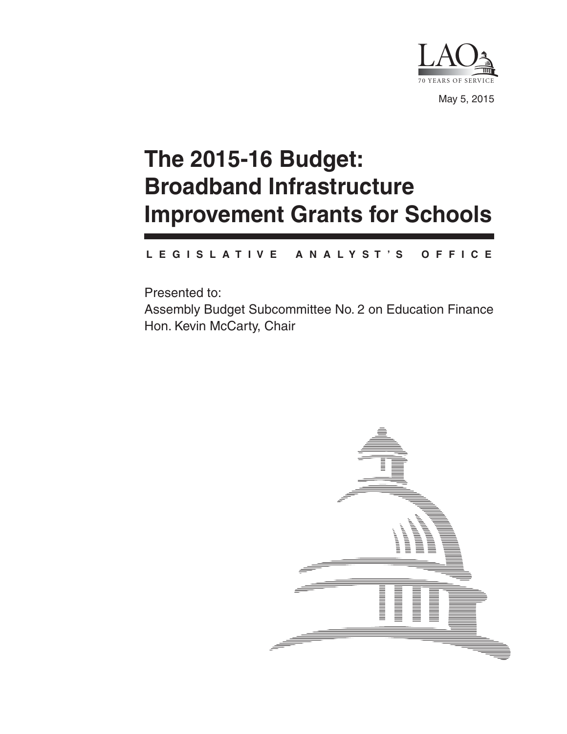LAO

70 YEARS OF SERVICE

May 5, 2015

# The 2015-16 Budget: Broadband Infrastructure Improvement Grants for Schools

LEGISLATIVE ANALYST'S OFFICE

Presented to:

Assembly Budget Subcommittee No. 2 on Education Finance

Hon. Kevin McCarty, Chair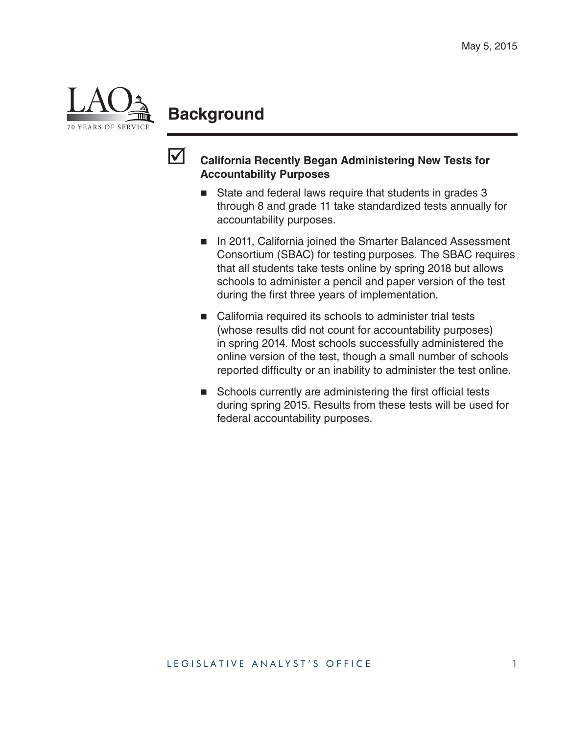May 5, 2015

## Background

- **California Recently Began Administering New Tests for Accountability Purposes**
  - State and federal laws require that students in grades 3 through 8 and grade 11 take standardized tests annually for accountability purposes.
  - In 2011, California joined the Smarter Balanced Assessment Consortium (SBAC) for testing purposes. The SBAC requires that all students take tests online by spring 2018 but allows schools to administer a pencil and paper version of the test during the first three years of implementation.
  - California required its schools to administer trial tests (whose results did not count for accountability purposes) in spring 2014. Most schools successfully administered the online version of the test, though a small number of schools reported difficulty or an inability to administer the test online.
  - Schools currently are administering the first official tests during spring 2015. Results from these tests will be used for federal accountability purposes.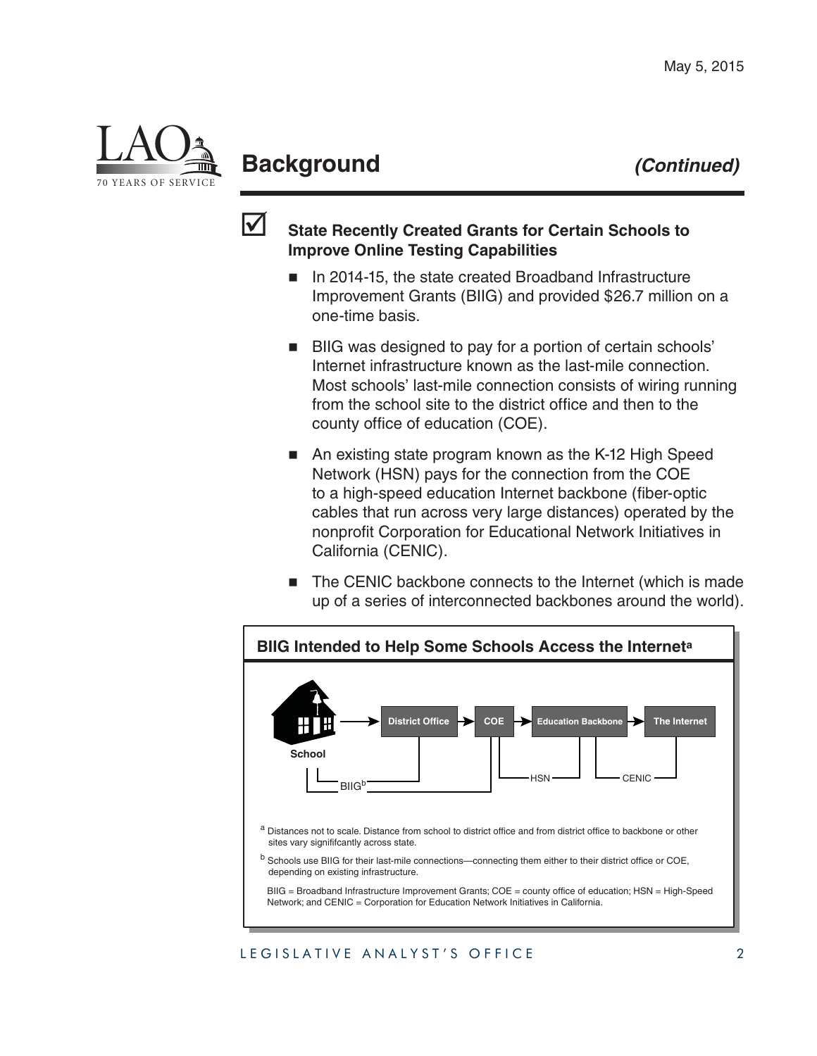## Background *(Continued)*

☑ **State Recently Created Grants for Certain Schools to Improve Online Testing Capabilities**

- In 2014-15, the state created Broadband Infrastructure Improvement Grants (BIIG) and provided $26.7 million on a one-time basis.
- BIIG was designed to pay for a portion of certain schools' Internet infrastructure known as the last-mile connection. Most schools' last-mile connection consists of wiring running from the school site to the district office and then to the county office of education (COE).
- An existing state program known as the K-12 High Speed Network (HSN) pays for the connection from the COE to a high-speed education Internet backbone (fiber-optic cables that run across very large distances) operated by the nonprofit Corporation for Educational Network Initiatives in California (CENIC).
- The CENIC backbone connects to the Internet (which is made up of a series of interconnected backbones around the world).

**BIIG Intended to Help Some Schools Access the Internet[a]**

School → District Office → COE → Education Backbone → The Internet

BIIG[b] | HSN | CENIC

[a] Distances not to scale. Distance from school to district office and from district office to backbone or other sites vary signififcantly across state.

[b] Schools use BIIG for their last-mile connections—connecting them either to their district office or COE, depending on existing infrastructure.

BIIG = Broadband Infrastructure Improvement Grants; COE = county office of education; HSN = High-Speed Network; and CENIC = Corporation for Education Network Initiatives in California.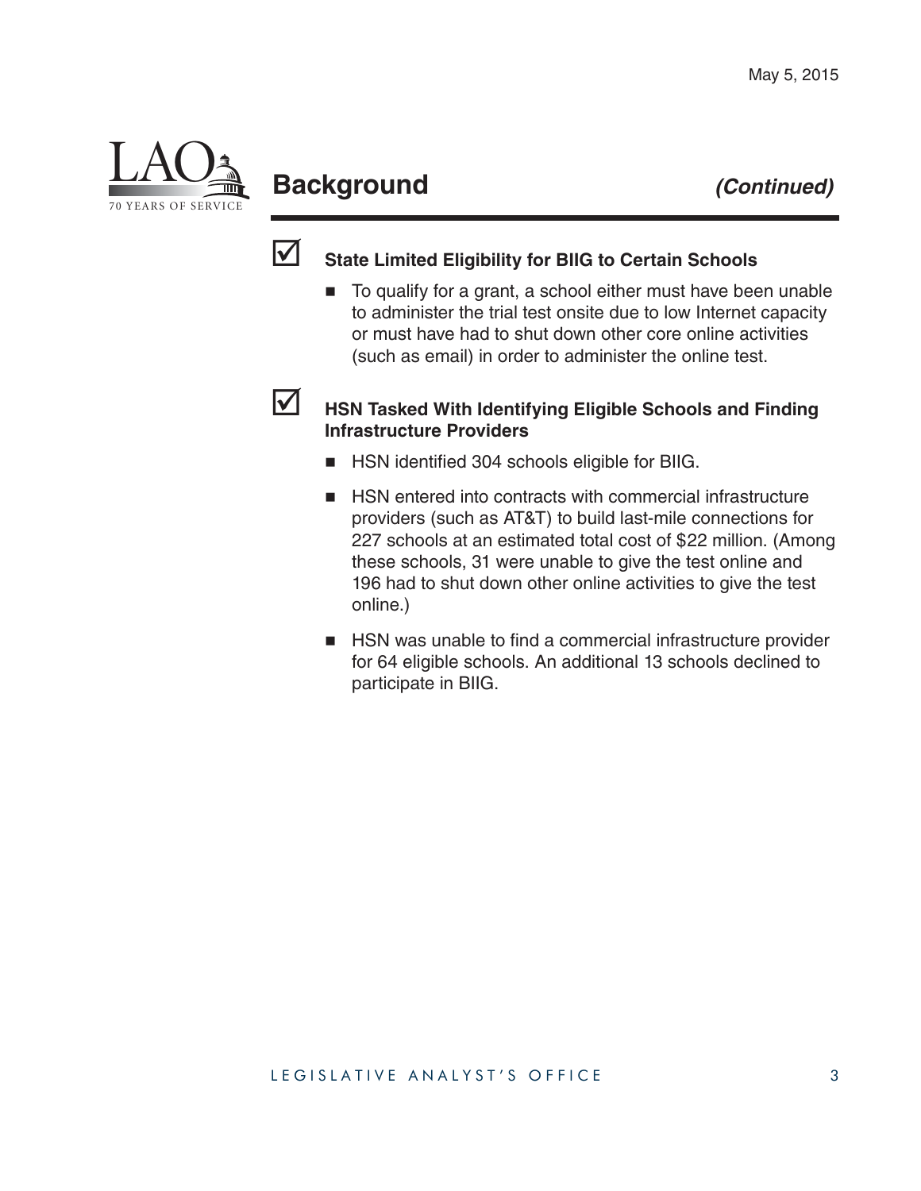## Background *(Continued)*

- **State Limited Eligibility for BIIG to Certain Schools**
  - To qualify for a grant, a school either must have been unable to administer the trial test onsite due to low Internet capacity or must have had to shut down other core online activities (such as email) in order to administer the online test.

- **HSN Tasked With Identifying Eligible Schools and Finding Infrastructure Providers**
  - HSN identified 304 schools eligible for BIIG.
  - HSN entered into contracts with commercial infrastructure providers (such as AT&T) to build last-mile connections for 227 schools at an estimated total cost of $22 million. (Among these schools, 31 were unable to give the test online and 196 had to shut down other online activities to give the test online.)
  - HSN was unable to find a commercial infrastructure provider for 64 eligible schools. An additional 13 schools declined to participate in BIIG.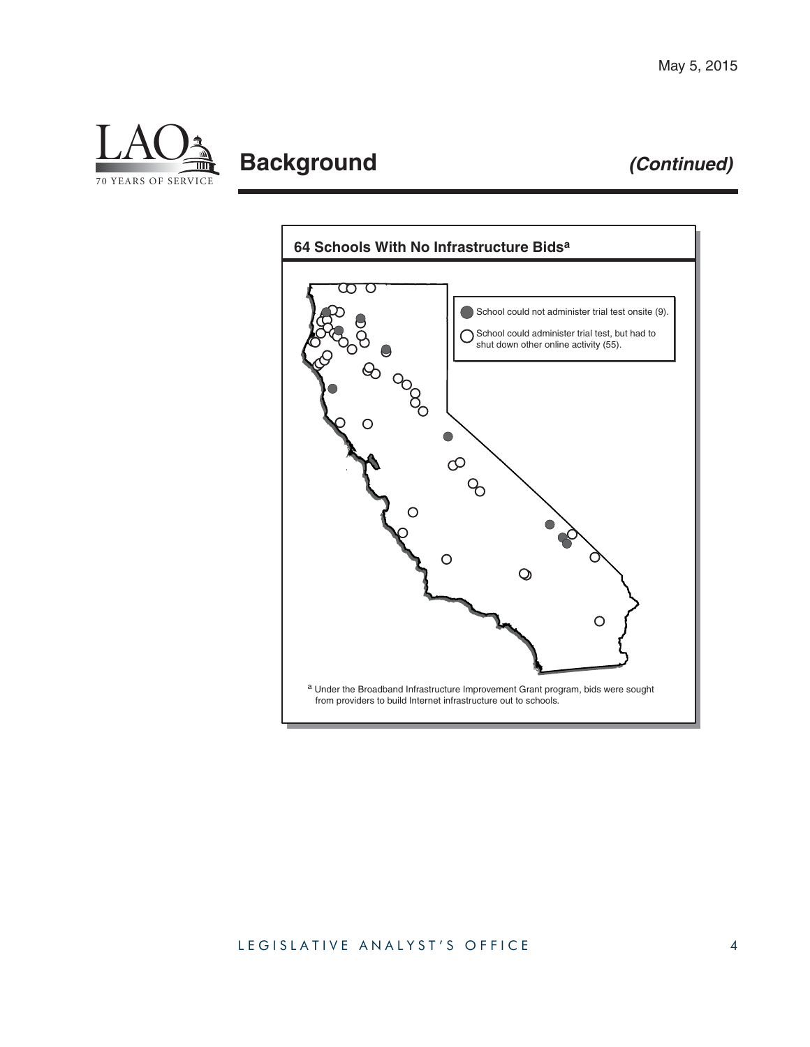## Background *(Continued)*

**64 Schools With No Infrastructure Bids[a]**

- School could not administer trial test onsite (9).
- School could administer trial test, but had to shut down other online activity (55).

[a] Under the Broadband Infrastructure Improvement Grant program, bids were sought from providers to build Internet infrastructure out to schools.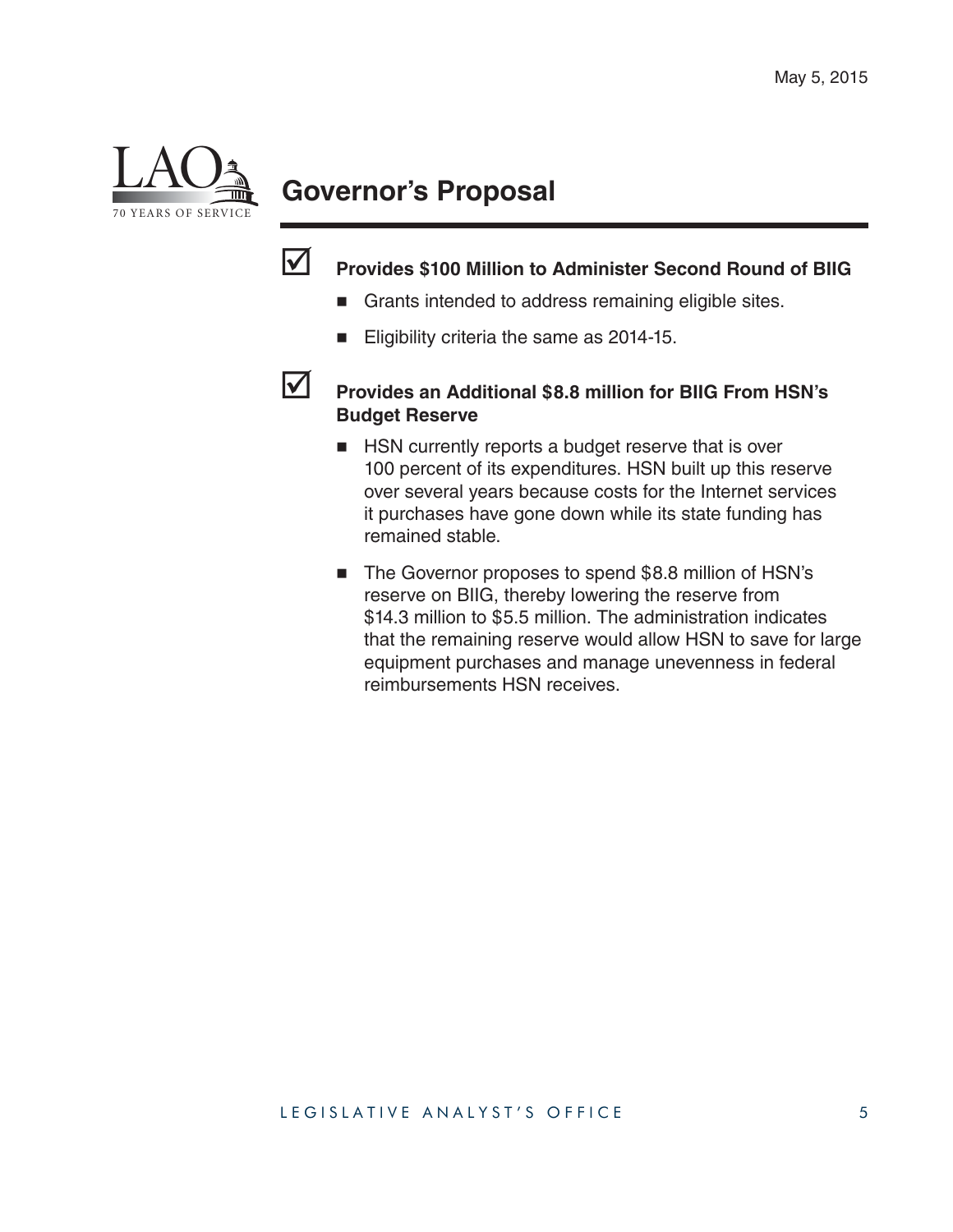## Governor's Proposal

☑ **Provides $100 Million to Administer Second Round of BIIG**

- Grants intended to address remaining eligible sites.
- Eligibility criteria the same as 2014-15.

☑ **Provides an Additional $8.8 million for BIIG From HSN's Budget Reserve**

- HSN currently reports a budget reserve that is over 100 percent of its expenditures. HSN built up this reserve over several years because costs for the Internet services it purchases have gone down while its state funding has remained stable.
- The Governor proposes to spend $8.8 million of HSN's reserve on BIIG, thereby lowering the reserve from $14.3 million to $5.5 million. The administration indicates that the remaining reserve would allow HSN to save for large equipment purchases and manage unevenness in federal reimbursements HSN receives.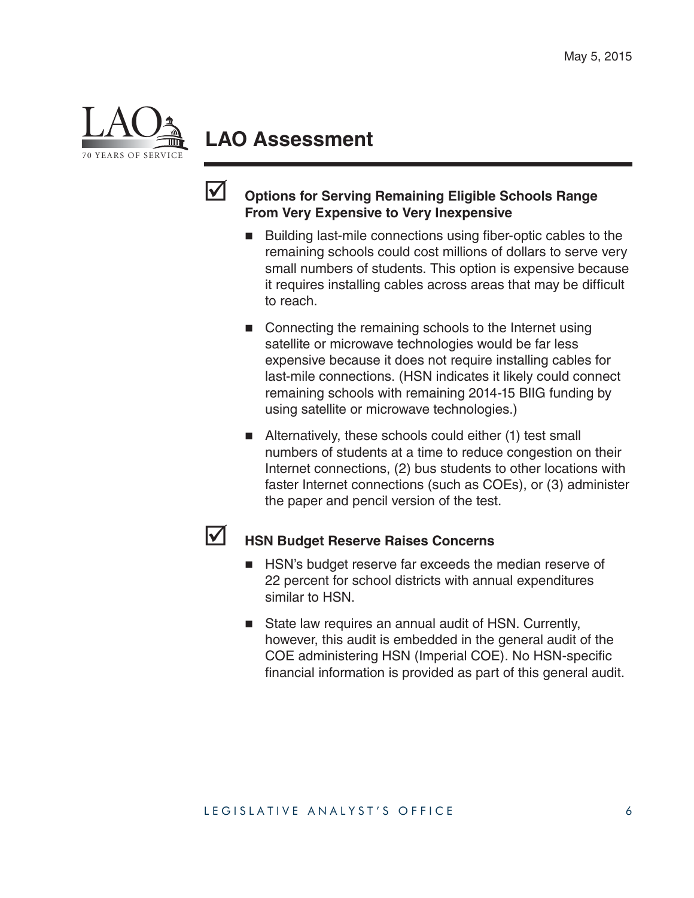## LAO Assessment

- ☑ **Options for Serving Remaining Eligible Schools Range From Very Expensive to Very Inexpensive**
  - Building last-mile connections using fiber-optic cables to the remaining schools could cost millions of dollars to serve very small numbers of students. This option is expensive because it requires installing cables across areas that may be difficult to reach.
  - Connecting the remaining schools to the Internet using satellite or microwave technologies would be far less expensive because it does not require installing cables for last-mile connections. (HSN indicates it likely could connect remaining schools with remaining 2014-15 BIIG funding by using satellite or microwave technologies.)
  - Alternatively, these schools could either (1) test small numbers of students at a time to reduce congestion on their Internet connections, (2) bus students to other locations with faster Internet connections (such as COEs), or (3) administer the paper and pencil version of the test.

- ☑ **HSN Budget Reserve Raises Concerns**
  - HSN's budget reserve far exceeds the median reserve of 22 percent for school districts with annual expenditures similar to HSN.
  - State law requires an annual audit of HSN. Currently, however, this audit is embedded in the general audit of the COE administering HSN (Imperial COE). No HSN-specific financial information is provided as part of this general audit.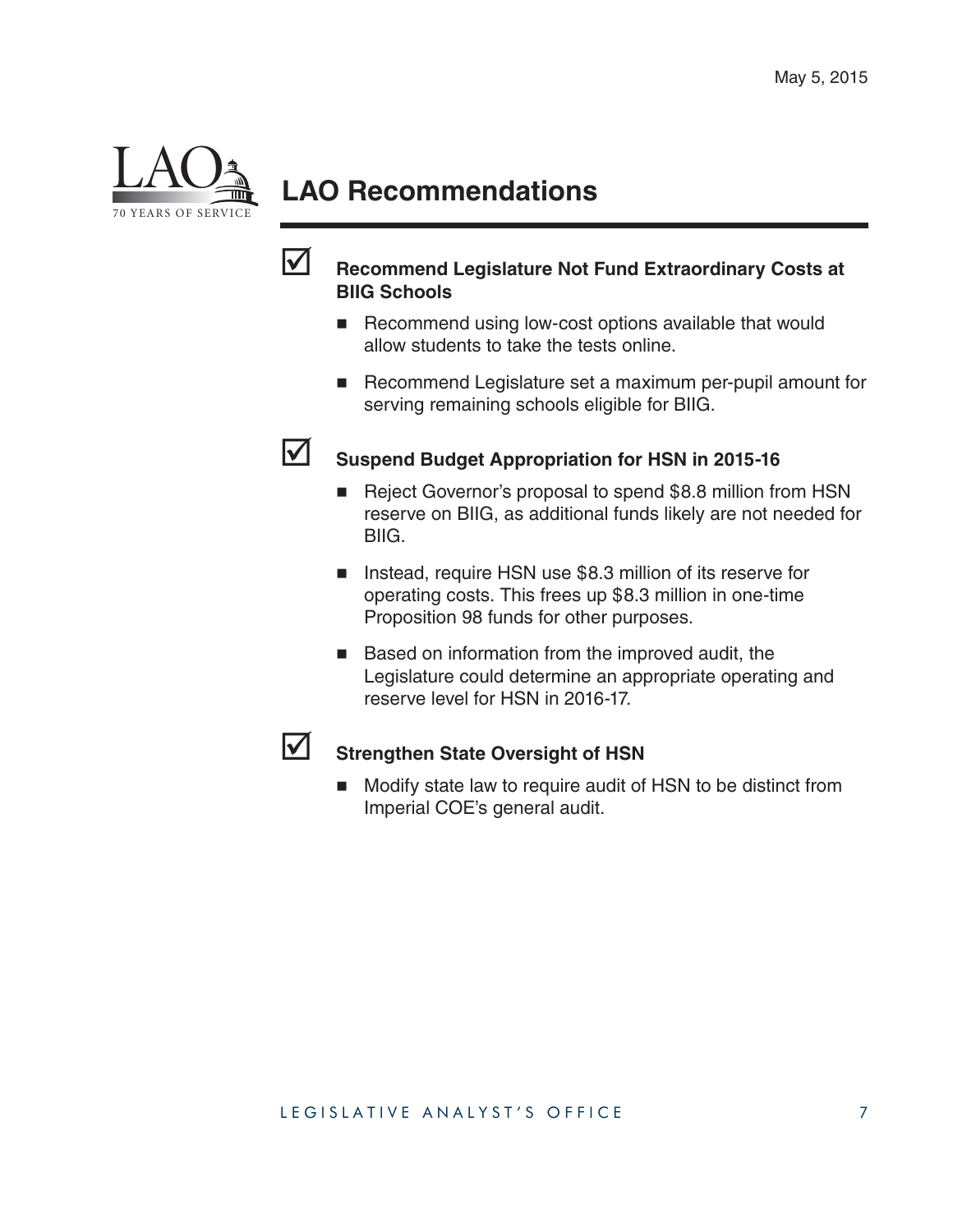## LAO Recommendations

☑ **Recommend Legislature Not Fund Extraordinary Costs at BIIG Schools**

- Recommend using low-cost options available that would allow students to take the tests online.
- Recommend Legislature set a maximum per-pupil amount for serving remaining schools eligible for BIIG.

☑ **Suspend Budget Appropriation for HSN in 2015-16**

- Reject Governor's proposal to spend $8.8 million from HSN reserve on BIIG, as additional funds likely are not needed for BIIG.
- Instead, require HSN use $8.3 million of its reserve for operating costs. This frees up $8.3 million in one-time Proposition 98 funds for other purposes.
- Based on information from the improved audit, the Legislature could determine an appropriate operating and reserve level for HSN in 2016-17.

☑ **Strengthen State Oversight of HSN**

- Modify state law to require audit of HSN to be distinct from Imperial COE's general audit.